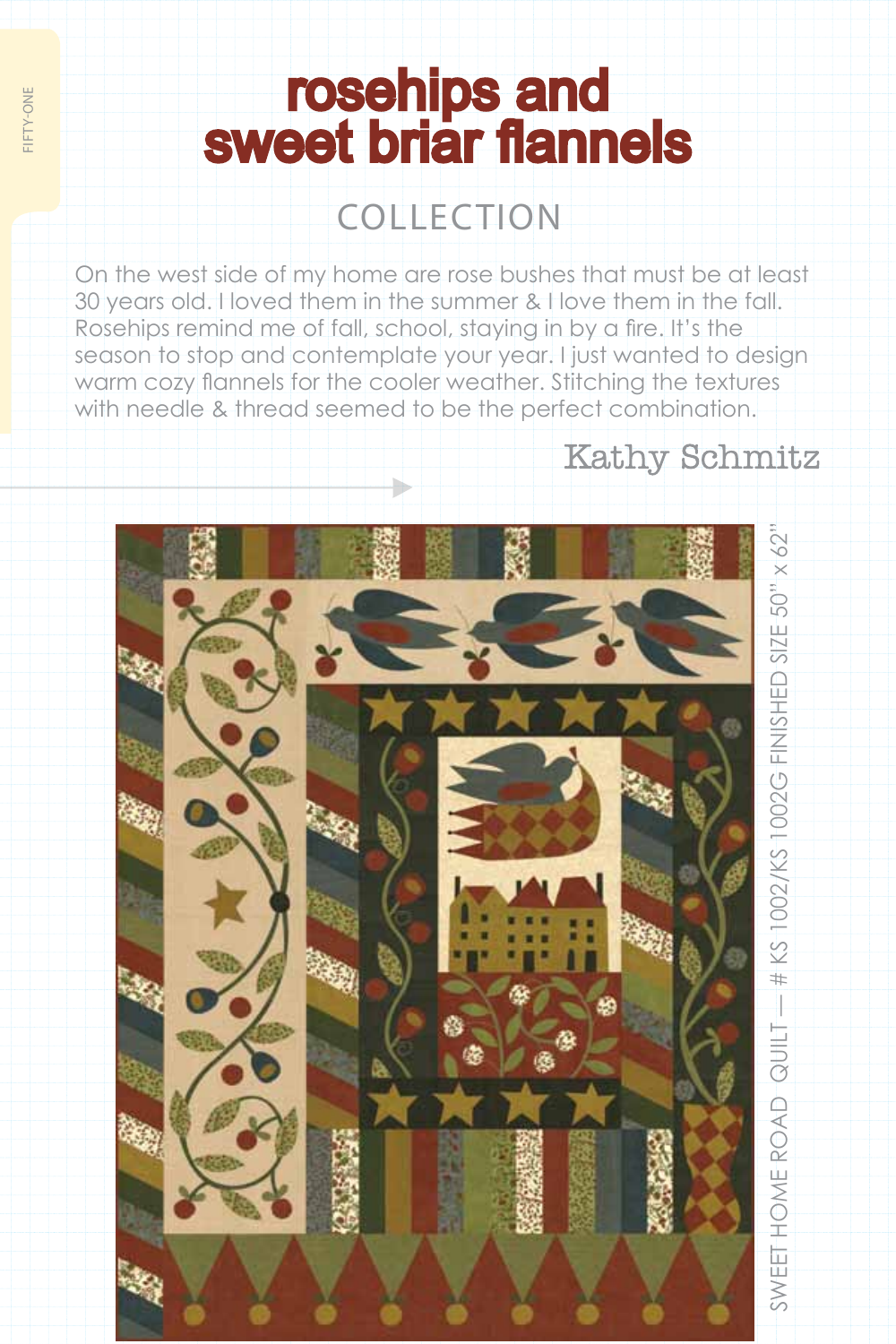# rosehips and sweet briar flannels

## COLLECTION

On the west side of my home are rose bushes that must be at least 30 years old. I loved them in the summer & I love them in the fall. Rosehips remind me of fall, school, staying in by a fire. It's the season to stop and contemplate your year. I just wanted to design warm cozy flannels for the cooler weather. Stitching the textures with needle & thread seemed to be the perfect combination.

Kathy Schmitz

SWEET HOME ROAD QUILT — # KS 1002/KS 1002G FINISHED SIZE 50" x 62"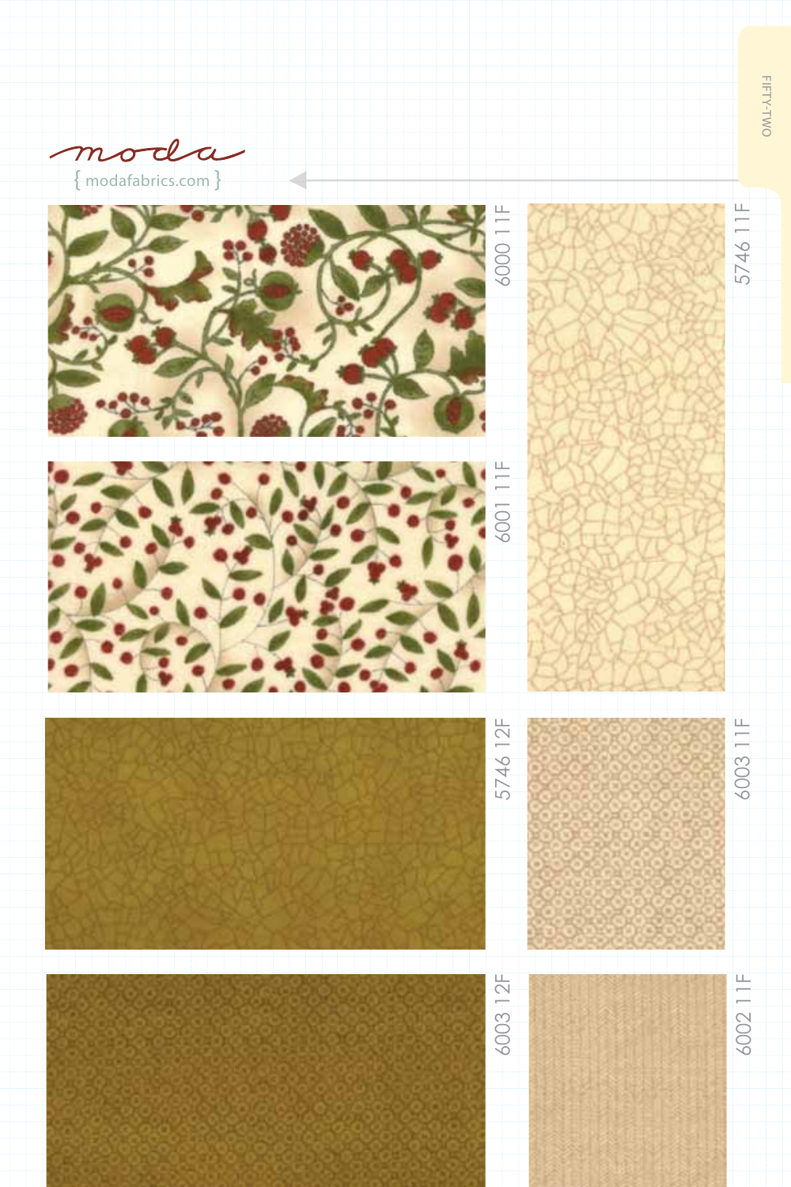moda

{ modafabrics.com }

FIFTY-TWO

6000 11F

5746 11F

6001 11F

5746 12F

6003 11F

6003 12F

6002 11F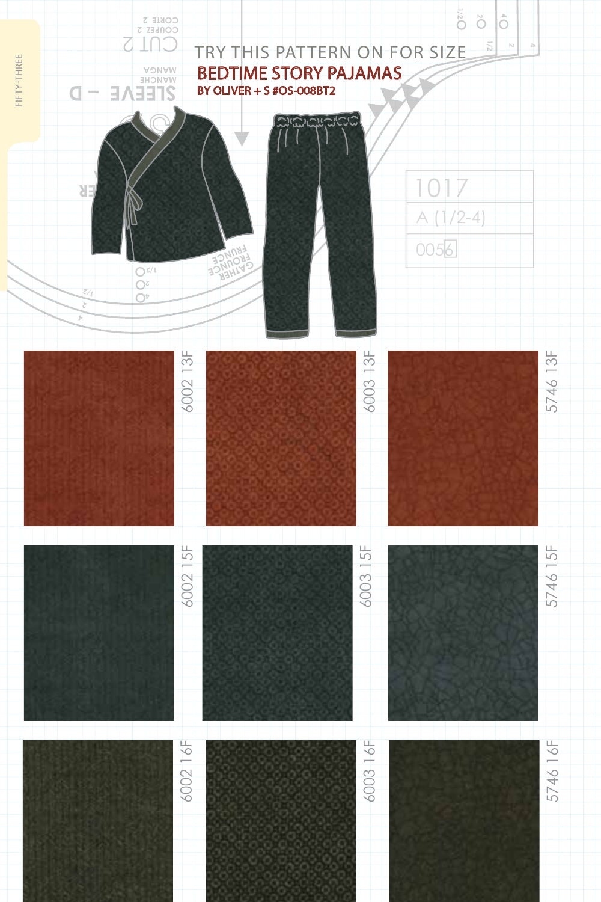TRY THIS PATTERN ON FOR SIZE

## BEDTIME STORY PAJAMAS

**BY OLIVER + S #OS-008BT2**

6002 13F

6003 13F

5746 13F

6002 15F

6003 15F

5746 15F

6002 16F

6003 16F

5746 16F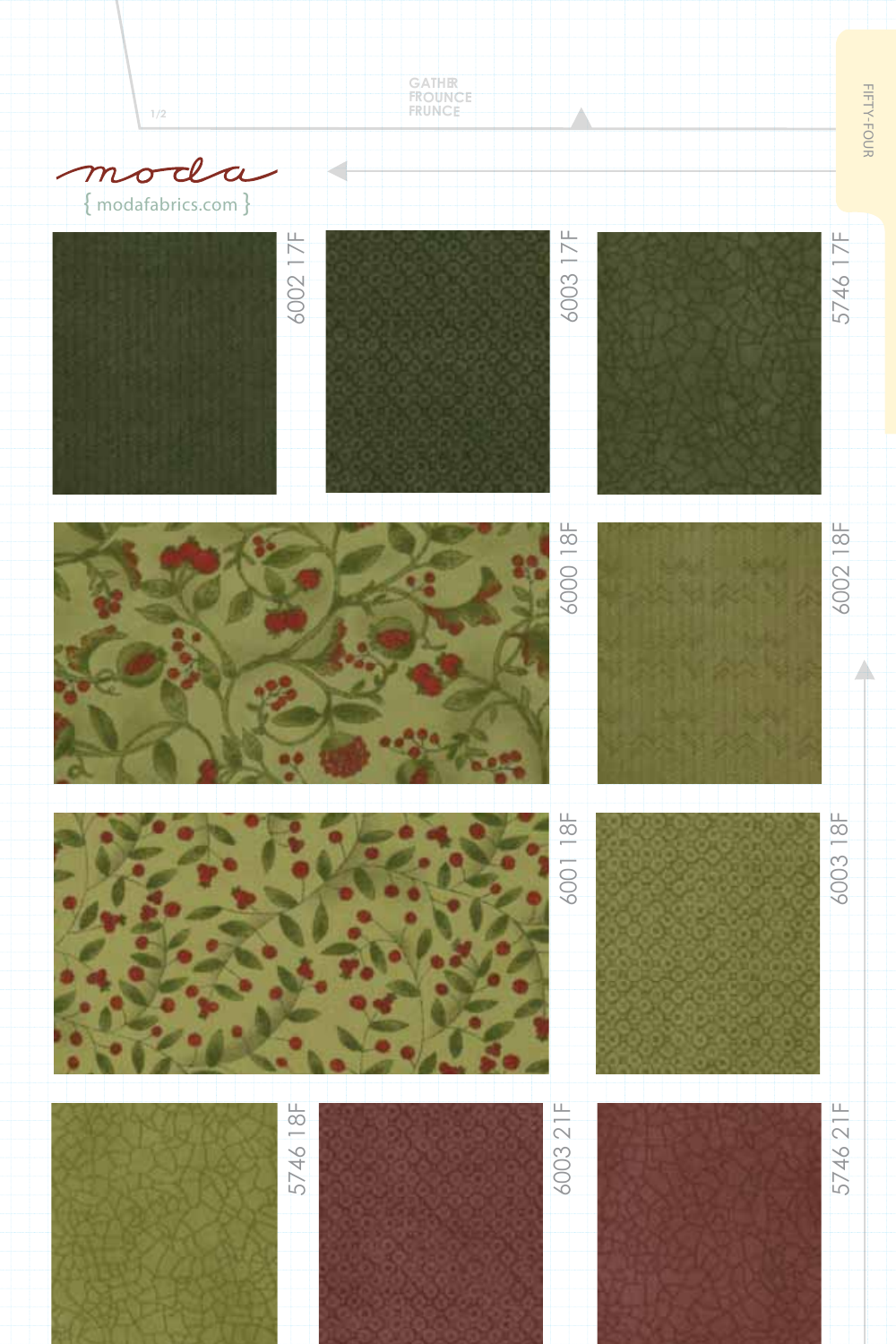moda

{ modafabrics.com }

GATHER
FROUNCE
FRUNCE

1/2

FIFTY-FOUR

6002 17F

6003 17F

5746 17F

6000 18F

6002 18F

6001 18F

6003 18F

5746 18F

6003 21F

5746 21F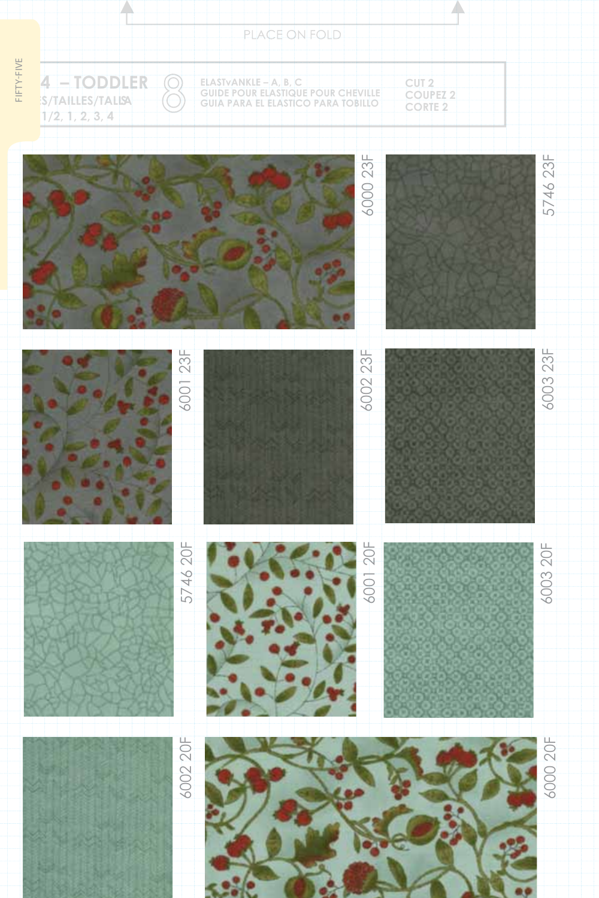PLACE ON FOLD

4 – TODDLER
S/TAILLES/TALLA
1/2, 1, 2, 3, 4

8

ELASTvANKLE – A, B, C
GUIDE POUR ELASTIQUE POUR CHEVILLE
GUIA PARA EL ELASTICO PARA TOBILLO

CUT 2
COUPEZ 2
CORTE 2

6000 23F

5746 23F

6001 23F

6002 23F

6003 23F

5746 20F

6001 20F

6003 20F

6002 20F

6000 20F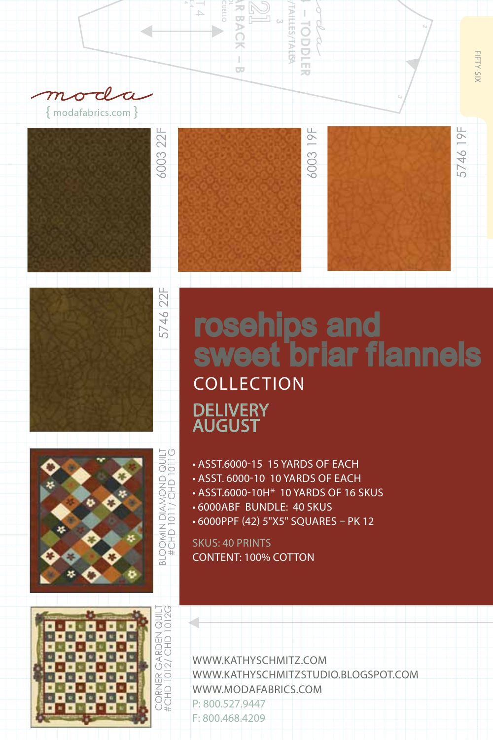moda

{ modafabrics.com }

6003 22F

6003 19F

5746 19F

5746 22F

# rosehips and sweet briar flannels

COLLECTION

## DELIVERY AUGUST

- ASST.6000-15 15 YARDS OF EACH
- ASST. 6000-10 10 YARDS OF EACH
- ASST.6000-10H* 10 YARDS OF 16 SKUS
- 6000ABF BUNDLE: 40 SKUS
- 6000PPF (42) 5"X5" SQUARES – PK 12

SKUS: 40 PRINTS

CONTENT: 100% COTTON

BLOOMIN DIAMOND QUILT
#CHD 1011 / CHD 1011G

CORNER GARDEN QUILT
#CHD 1012/ CHD 1012G

WWW.KATHYSCHMITZ.COM
WWW.KATHYSCHMITZSTUDIO.BLOGSPOT.COM
WWW.MODAFABRICS.COM
P: 800.527.9447
F: 800.468.4209